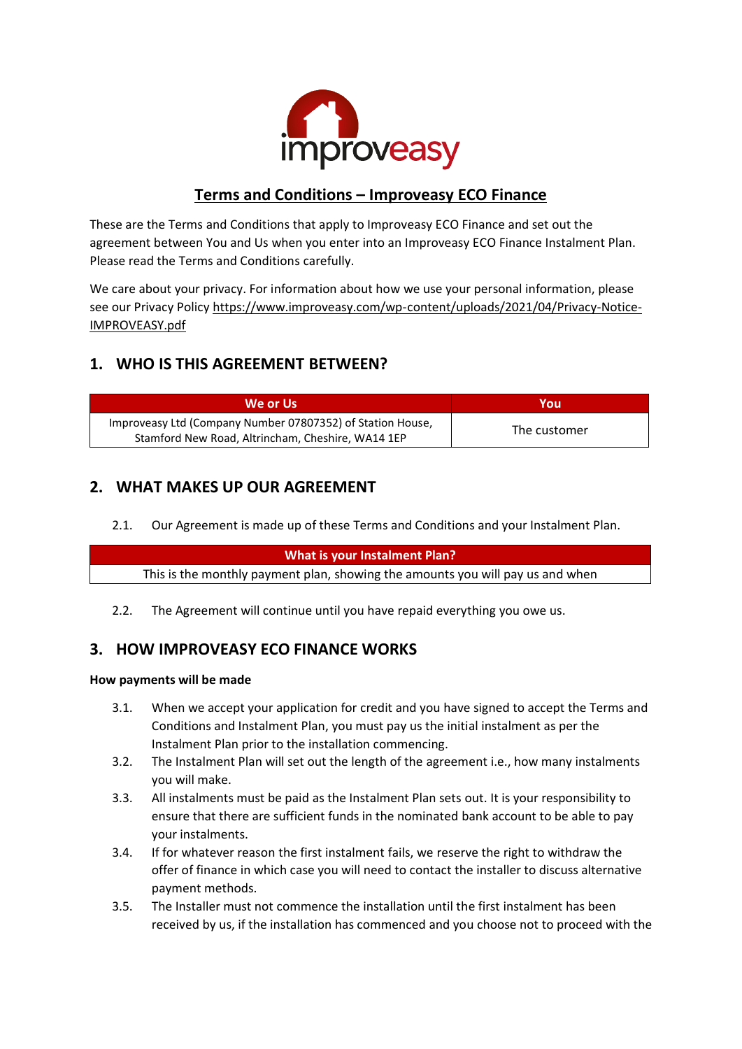# Terms and Conditions – Improveasy ECO Finance

These are the Terms and Conditions that apply to Improveasy ECO Finance and set out the agreement between You and Us when you enter into an Improveasy ECO Finance Instalment Plan. Please read the Terms and Conditions carefully.

We care about your privacy. For information about how we use your personal information, please see our Privacy Policy https://www.improveasy.com/wp-content/uploads/2021/04/Privacy-Notice-IMPROVEASY.pdf

## 1. WHO IS THIS AGREEMENT BETWEEN?

| We or Us | You |
|---|---|
| Improveasy Ltd (Company Number 07807352) of Station House, Stamford New Road, Altrincham, Cheshire, WA14 1EP | The customer |

## 2. WHAT MAKES UP OUR AGREEMENT

2.1. Our Agreement is made up of these Terms and Conditions and your Instalment Plan.

| What is your Instalment Plan? |
|---|
| This is the monthly payment plan, showing the amounts you will pay us and when |

2.2. The Agreement will continue until you have repaid everything you owe us.

## 3. HOW IMPROVEASY ECO FINANCE WORKS

**How payments will be made**

3.1. When we accept your application for credit and you have signed to accept the Terms and Conditions and Instalment Plan, you must pay us the initial instalment as per the Instalment Plan prior to the installation commencing.

3.2. The Instalment Plan will set out the length of the agreement i.e., how many instalments you will make.

3.3. All instalments must be paid as the Instalment Plan sets out. It is your responsibility to ensure that there are sufficient funds in the nominated bank account to be able to pay your instalments.

3.4. If for whatever reason the first instalment fails, we reserve the right to withdraw the offer of finance in which case you will need to contact the installer to discuss alternative payment methods.

3.5. The Installer must not commence the installation until the first instalment has been received by us, if the installation has commenced and you choose not to proceed with the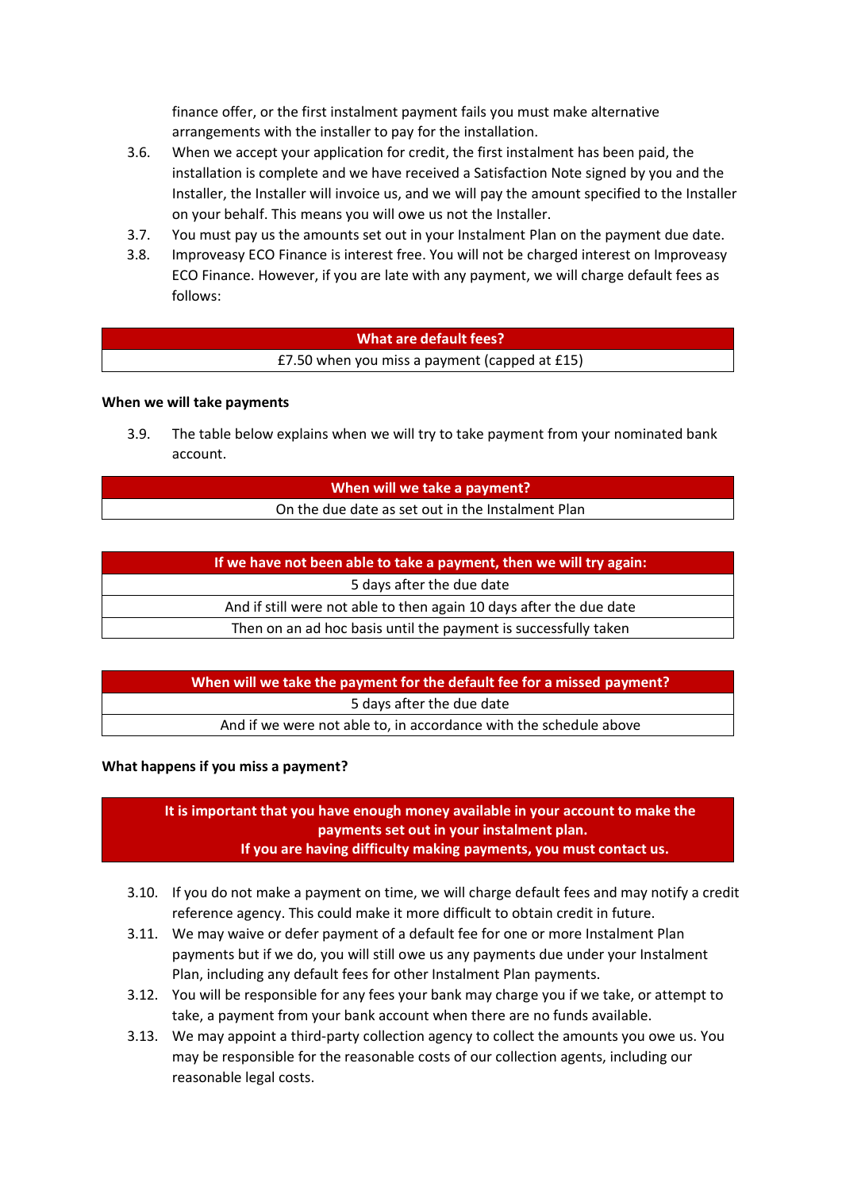finance offer, or the first instalment payment fails you must make alternative arrangements with the installer to pay for the installation.

3.6. When we accept your application for credit, the first instalment has been paid, the installation is complete and we have received a Satisfaction Note signed by you and the Installer, the Installer will invoice us, and we will pay the amount specified to the Installer on your behalf. This means you will owe us not the Installer.

3.7. You must pay us the amounts set out in your Instalment Plan on the payment due date.

3.8. Improveasy ECO Finance is interest free. You will not be charged interest on Improveasy ECO Finance. However, if you are late with any payment, we will charge default fees as follows:

| What are default fees? |
| --- |
| £7.50 when you miss a payment (capped at £15) |

**When we will take payments**

3.9. The table below explains when we will try to take payment from your nominated bank account.

| When will we take a payment? |
| --- |
| On the due date as set out in the Instalment Plan |

| If we have not been able to take a payment, then we will try again: |
| --- |
| 5 days after the due date |
| And if still were not able to then again 10 days after the due date |
| Then on an ad hoc basis until the payment is successfully taken |

| When will we take the payment for the default fee for a missed payment? |
| --- |
| 5 days after the due date |
| And if we were not able to, in accordance with the schedule above |

**What happens if you miss a payment?**

**It is important that you have enough money available in your account to make the payments set out in your instalment plan.**
**If you are having difficulty making payments, you must contact us.**

3.10. If you do not make a payment on time, we will charge default fees and may notify a credit reference agency. This could make it more difficult to obtain credit in future.

3.11. We may waive or defer payment of a default fee for one or more Instalment Plan payments but if we do, you will still owe us any payments due under your Instalment Plan, including any default fees for other Instalment Plan payments.

3.12. You will be responsible for any fees your bank may charge you if we take, or attempt to take, a payment from your bank account when there are no funds available.

3.13. We may appoint a third-party collection agency to collect the amounts you owe us. You may be responsible for the reasonable costs of our collection agents, including our reasonable legal costs.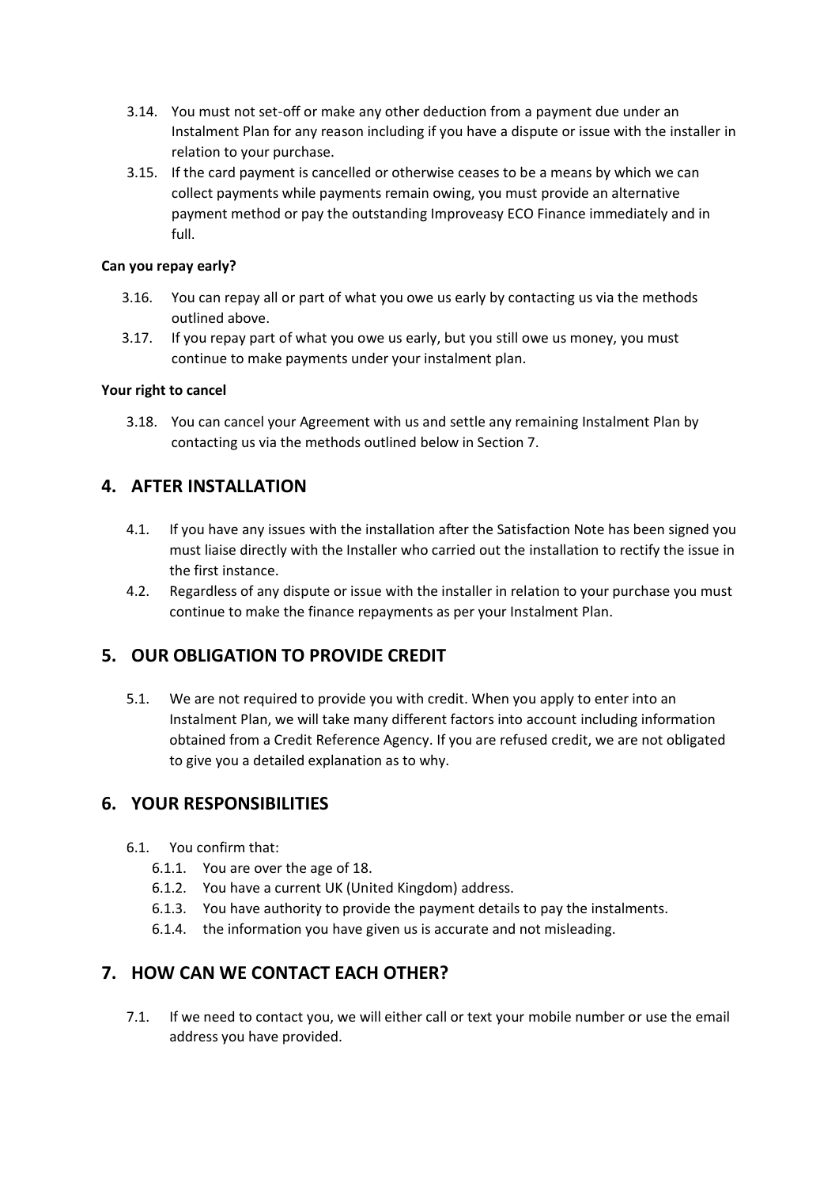3.14. You must not set-off or make any other deduction from a payment due under an Instalment Plan for any reason including if you have a dispute or issue with the installer in relation to your purchase.

3.15. If the card payment is cancelled or otherwise ceases to be a means by which we can collect payments while payments remain owing, you must provide an alternative payment method or pay the outstanding Improveasy ECO Finance immediately and in full.

**Can you repay early?**

3.16. You can repay all or part of what you owe us early by contacting us via the methods outlined above.

3.17. If you repay part of what you owe us early, but you still owe us money, you must continue to make payments under your instalment plan.

**Your right to cancel**

3.18. You can cancel your Agreement with us and settle any remaining Instalment Plan by contacting us via the methods outlined below in Section 7.

## 4. AFTER INSTALLATION

4.1. If you have any issues with the installation after the Satisfaction Note has been signed you must liaise directly with the Installer who carried out the installation to rectify the issue in the first instance.

4.2. Regardless of any dispute or issue with the installer in relation to your purchase you must continue to make the finance repayments as per your Instalment Plan.

## 5. OUR OBLIGATION TO PROVIDE CREDIT

5.1. We are not required to provide you with credit. When you apply to enter into an Instalment Plan, we will take many different factors into account including information obtained from a Credit Reference Agency. If you are refused credit, we are not obligated to give you a detailed explanation as to why.

## 6. YOUR RESPONSIBILITIES

6.1. You confirm that:

- 6.1.1. You are over the age of 18.
- 6.1.2. You have a current UK (United Kingdom) address.
- 6.1.3. You have authority to provide the payment details to pay the instalments.
- 6.1.4. the information you have given us is accurate and not misleading.

## 7. HOW CAN WE CONTACT EACH OTHER?

7.1. If we need to contact you, we will either call or text your mobile number or use the email address you have provided.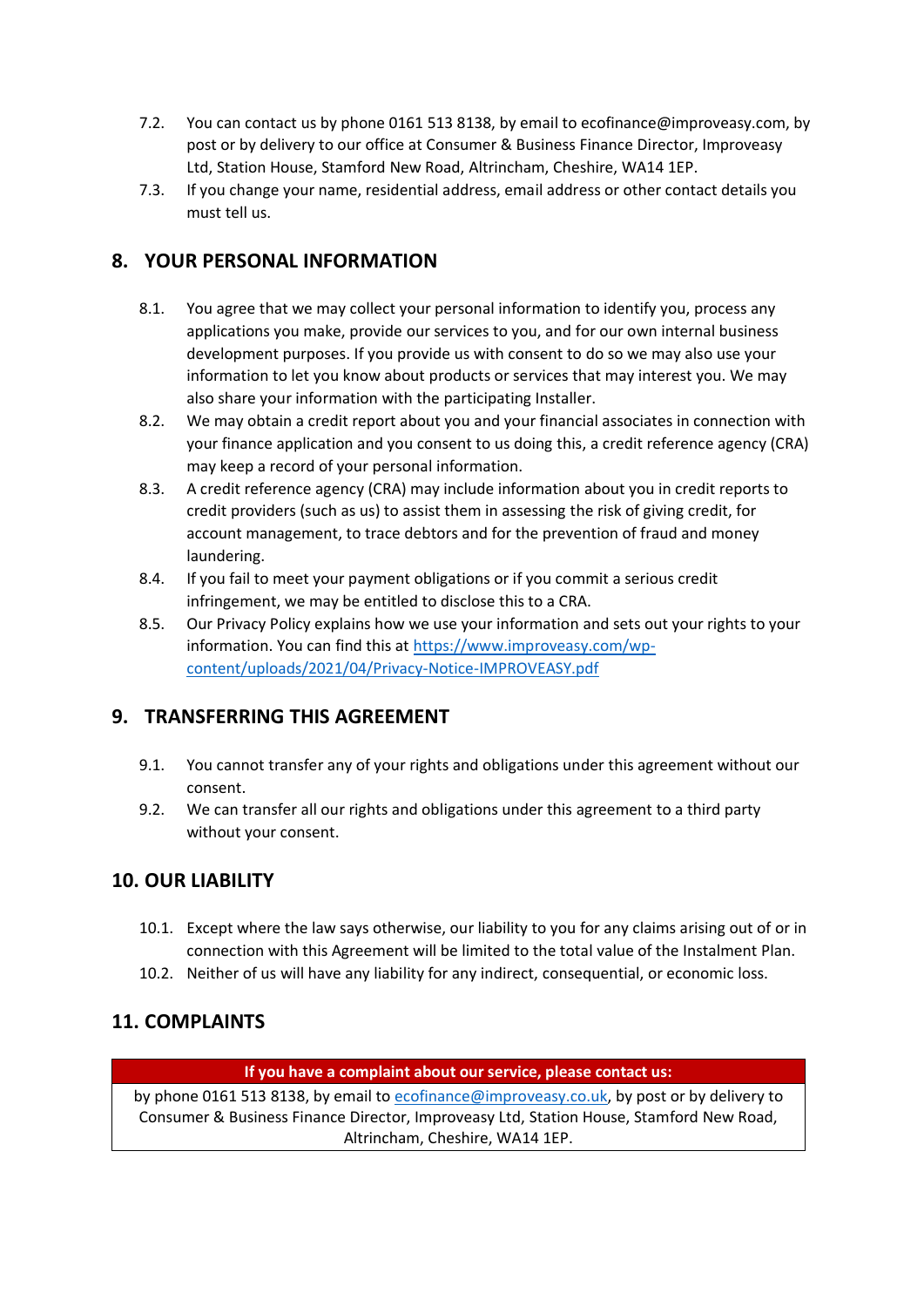7.2. You can contact us by phone 0161 513 8138, by email to ecofinance@improveasy.com, by post or by delivery to our office at Consumer & Business Finance Director, Improveasy Ltd, Station House, Stamford New Road, Altrincham, Cheshire, WA14 1EP.

7.3. If you change your name, residential address, email address or other contact details you must tell us.

## 8. YOUR PERSONAL INFORMATION

8.1. You agree that we may collect your personal information to identify you, process any applications you make, provide our services to you, and for our own internal business development purposes. If you provide us with consent to do so we may also use your information to let you know about products or services that may interest you. We may also share your information with the participating Installer.

8.2. We may obtain a credit report about you and your financial associates in connection with your finance application and you consent to us doing this, a credit reference agency (CRA) may keep a record of your personal information.

8.3. A credit reference agency (CRA) may include information about you in credit reports to credit providers (such as us) to assist them in assessing the risk of giving credit, for account management, to trace debtors and for the prevention of fraud and money laundering.

8.4. If you fail to meet your payment obligations or if you commit a serious credit infringement, we may be entitled to disclose this to a CRA.

8.5. Our Privacy Policy explains how we use your information and sets out your rights to your information. You can find this at [https://www.improveasy.com/wp-content/uploads/2021/04/Privacy-Notice-IMPROVEASY.pdf](https://www.improveasy.com/wp-content/uploads/2021/04/Privacy-Notice-IMPROVEASY.pdf)

## 9. TRANSFERRING THIS AGREEMENT

9.1. You cannot transfer any of your rights and obligations under this agreement without our consent.

9.2. We can transfer all our rights and obligations under this agreement to a third party without your consent.

## 10. OUR LIABILITY

10.1. Except where the law says otherwise, our liability to you for any claims arising out of or in connection with this Agreement will be limited to the total value of the Instalment Plan.

10.2. Neither of us will have any liability for any indirect, consequential, or economic loss.

## 11. COMPLAINTS

| **If you have a complaint about our service, please contact us:** |
|---|
| by phone 0161 513 8138, by email to [ecofinance@improveasy.co.uk](mailto:ecofinance@improveasy.co.uk), by post or by delivery to Consumer & Business Finance Director, Improveasy Ltd, Station House, Stamford New Road, Altrincham, Cheshire, WA14 1EP. |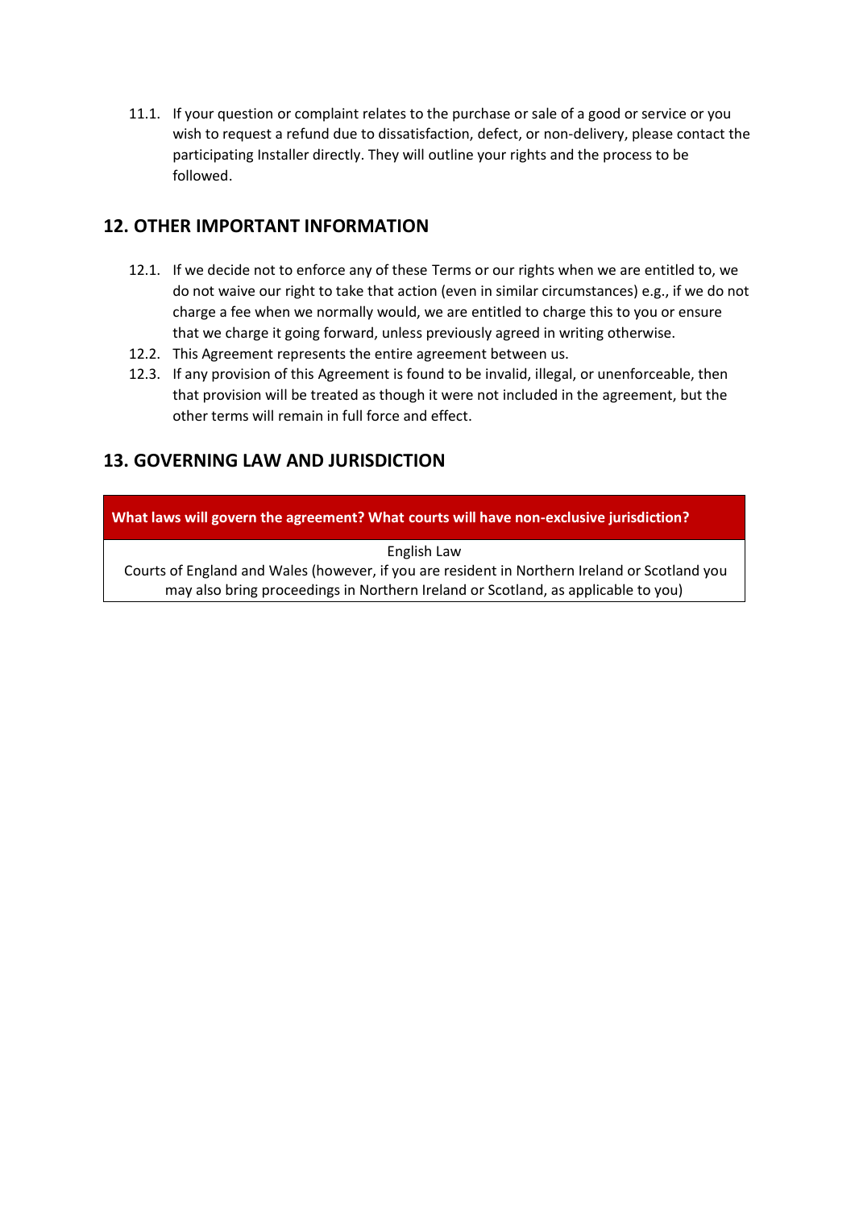11.1. If your question or complaint relates to the purchase or sale of a good or service or you wish to request a refund due to dissatisfaction, defect, or non-delivery, please contact the participating Installer directly. They will outline your rights and the process to be followed.

## 12. OTHER IMPORTANT INFORMATION

12.1. If we decide not to enforce any of these Terms or our rights when we are entitled to, we do not waive our right to take that action (even in similar circumstances) e.g., if we do not charge a fee when we normally would, we are entitled to charge this to you or ensure that we charge it going forward, unless previously agreed in writing otherwise.

12.2. This Agreement represents the entire agreement between us.

12.3. If any provision of this Agreement is found to be invalid, illegal, or unenforceable, then that provision will be treated as though it were not included in the agreement, but the other terms will remain in full force and effect.

## 13. GOVERNING LAW AND JURISDICTION

| **What laws will govern the agreement? What courts will have non-exclusive jurisdiction?** |
| --- |
| English Law<br>Courts of England and Wales (however, if you are resident in Northern Ireland or Scotland you may also bring proceedings in Northern Ireland or Scotland, as applicable to you) |